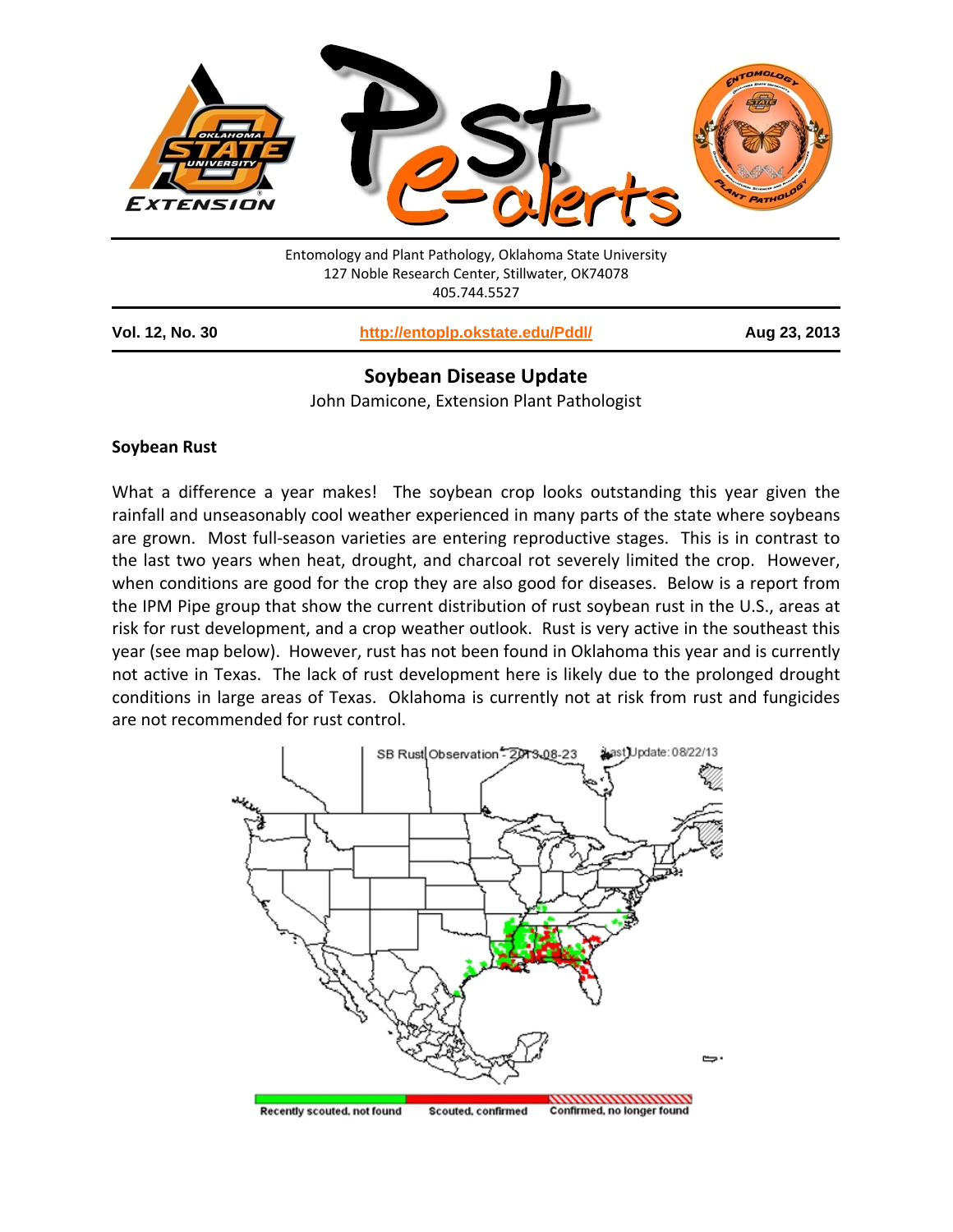Entomology and Plant Pathology, Oklahoma State University
127 Noble Research Center, Stillwater, OK74078
405.744.5527

**Vol. 12, No. 30** | **http://entoplp.okstate.edu/Pddl/** | **Aug 23, 2013**

# Soybean Disease Update

John Damicone, Extension Plant Pathologist

## Soybean Rust

What a difference a year makes! The soybean crop looks outstanding this year given the rainfall and unseasonably cool weather experienced in many parts of the state where soybeans are grown. Most full-season varieties are entering reproductive stages. This is in contrast to the last two years when heat, drought, and charcoal rot severely limited the crop. However, when conditions are good for the crop they are also good for diseases. Below is a report from the IPM Pipe group that show the current distribution of rust soybean rust in the U.S., areas at risk for rust development, and a crop weather outlook. Rust is very active in the southeast this year (see map below). However, rust has not been found in Oklahoma this year and is currently not active in Texas. The lack of rust development here is likely due to the prolonged drought conditions in large areas of Texas. Oklahoma is currently not at risk from rust and fungicides are not recommended for rust control.

SB Rust Observation - 2013-08-23

Last Update: 08/22/13

Recently scouted, not found

Scouted, confirmed

Confirmed, no longer found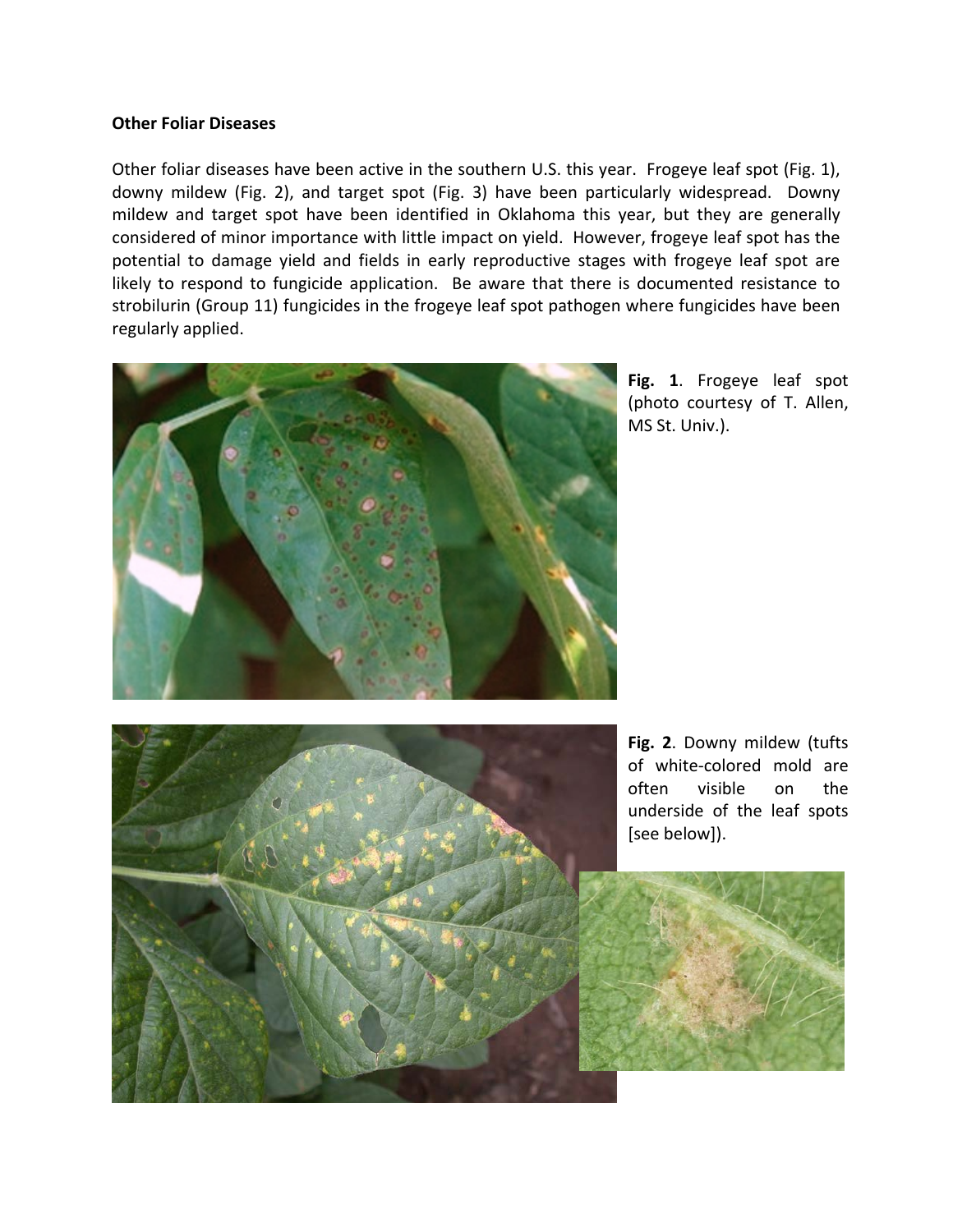**Other Foliar Diseases**

Other foliar diseases have been active in the southern U.S. this year. Frogeye leaf spot (Fig. 1), downy mildew (Fig. 2), and target spot (Fig. 3) have been particularly widespread. Downy mildew and target spot have been identified in Oklahoma this year, but they are generally considered of minor importance with little impact on yield. However, frogeye leaf spot has the potential to damage yield and fields in early reproductive stages with frogeye leaf spot are likely to respond to fungicide application. Be aware that there is documented resistance to strobilurin (Group 11) fungicides in the frogeye leaf spot pathogen where fungicides have been regularly applied.

**Fig. 1**. Frogeye leaf spot (photo courtesy of T. Allen, MS St. Univ.).

**Fig. 2**. Downy mildew (tufts of white-colored mold are often visible on the underside of the leaf spots [see below]).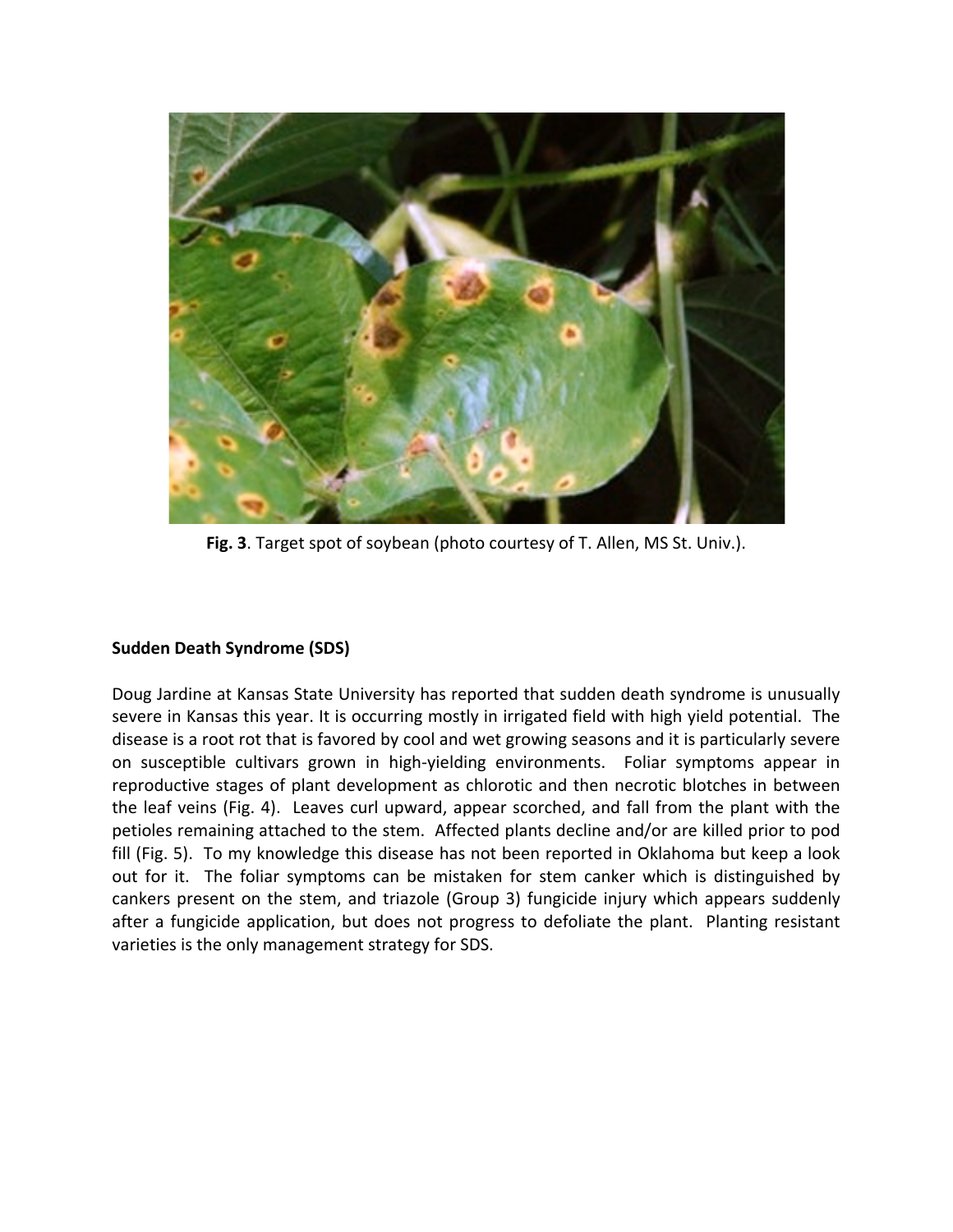**Fig. 3**. Target spot of soybean (photo courtesy of T. Allen, MS St. Univ.).

**Sudden Death Syndrome (SDS)**

Doug Jardine at Kansas State University has reported that sudden death syndrome is unusually severe in Kansas this year. It is occurring mostly in irrigated field with high yield potential. The disease is a root rot that is favored by cool and wet growing seasons and it is particularly severe on susceptible cultivars grown in high-yielding environments. Foliar symptoms appear in reproductive stages of plant development as chlorotic and then necrotic blotches in between the leaf veins (Fig. 4). Leaves curl upward, appear scorched, and fall from the plant with the petioles remaining attached to the stem. Affected plants decline and/or are killed prior to pod fill (Fig. 5). To my knowledge this disease has not been reported in Oklahoma but keep a look out for it. The foliar symptoms can be mistaken for stem canker which is distinguished by cankers present on the stem, and triazole (Group 3) fungicide injury which appears suddenly after a fungicide application, but does not progress to defoliate the plant. Planting resistant varieties is the only management strategy for SDS.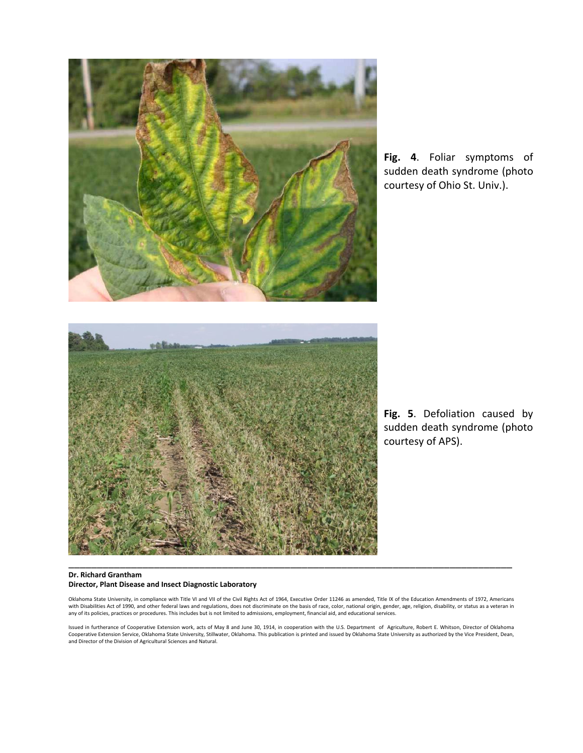**Fig. 4**. Foliar symptoms of sudden death syndrome (photo courtesy of Ohio St. Univ.).

**Fig. 5**. Defoliation caused by sudden death syndrome (photo courtesy of APS).

---

**Dr. Richard Grantham**
**Director, Plant Disease and Insect Diagnostic Laboratory**

Oklahoma State University, in compliance with Title VI and VII of the Civil Rights Act of 1964, Executive Order 11246 as amended, Title IX of the Education Amendments of 1972, Americans with Disabilities Act of 1990, and other federal laws and regulations, does not discriminate on the basis of race, color, national origin, gender, age, religion, disability, or status as a veteran in any of its policies, practices or procedures. This includes but is not limited to admissions, employment, financial aid, and educational services.

Issued in furtherance of Cooperative Extension work, acts of May 8 and June 30, 1914, in cooperation with the U.S. Department of Agriculture, Robert E. Whitson, Director of Oklahoma Cooperative Extension Service, Oklahoma State University, Stillwater, Oklahoma. This publication is printed and issued by Oklahoma State University as authorized by the Vice President, Dean, and Director of the Division of Agricultural Sciences and Natural.